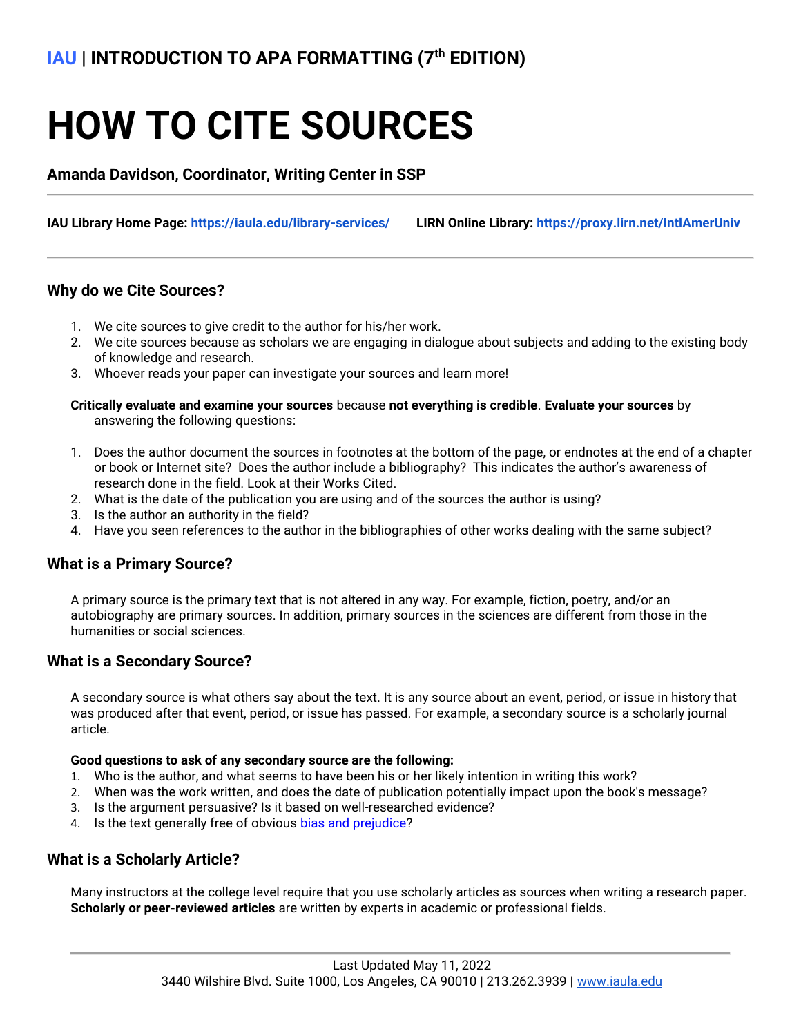**IAU** | **INTRODUCTION TO APA FORMATTING (7th EDITION)**

# HOW TO CITE SOURCES

**Amanda Davidson, Coordinator, Writing Center in SSP**

**IAU Library Home Page:** https://iaula.edu/library-services/ **LIRN Online Library:** https://proxy.lirn.net/IntlAmerUniv

---

## Why do we Cite Sources?

1. We cite sources to give credit to the author for his/her work.
2. We cite sources because as scholars we are engaging in dialogue about subjects and adding to the existing body of knowledge and research.
3. Whoever reads your paper can investigate your sources and learn more!

**Critically evaluate and examine your sources** because **not everything is credible**. **Evaluate your sources** by answering the following questions:

1. Does the author document the sources in footnotes at the bottom of the page, or endnotes at the end of a chapter or book or Internet site? Does the author include a bibliography? This indicates the author's awareness of research done in the field. Look at their Works Cited.
2. What is the date of the publication you are using and of the sources the author is using?
3. Is the author an authority in the field?
4. Have you seen references to the author in the bibliographies of other works dealing with the same subject?

## What is a Primary Source?

A primary source is the primary text that is not altered in any way. For example, fiction, poetry, and/or an autobiography are primary sources. In addition, primary sources in the sciences are different from those in the humanities or social sciences.

## What is a Secondary Source?

A secondary source is what others say about the text. It is any source about an event, period, or issue in history that was produced after that event, period, or issue has passed. For example, a secondary source is a scholarly journal article.

**Good questions to ask of any secondary source are the following:**

1. Who is the author, and what seems to have been his or her likely intention in writing this work?
2. When was the work written, and does the date of publication potentially impact upon the book's message?
3. Is the argument persuasive? Is it based on well-researched evidence?
4. Is the text generally free of obvious bias and prejudice?

## What is a Scholarly Article?

Many instructors at the college level require that you use scholarly articles as sources when writing a research paper. **Scholarly or peer-reviewed articles** are written by experts in academic or professional fields.

Last Updated May 11, 2022
3440 Wilshire Blvd. Suite 1000, Los Angeles, CA 90010 | 213.262.3939 | www.iaula.edu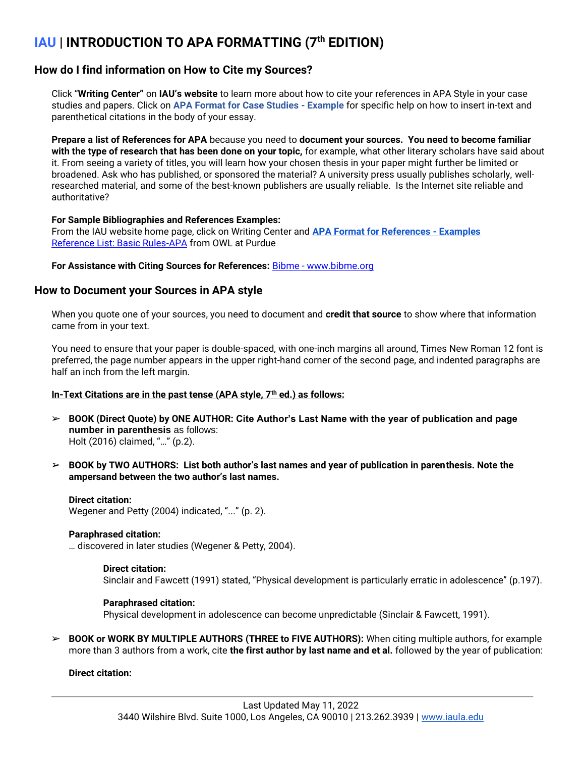# IAU | INTRODUCTION TO APA FORMATTING (7th EDITION)

## How do I find information on How to Cite my Sources?

Click "**Writing Center"** on **IAU's website** to learn more about how to cite your references in APA Style in your case studies and papers. Click on **APA Format for Case Studies - Example** for specific help on how to insert in-text and parenthetical citations in the body of your essay.

**Prepare a list of References for APA** because you need to **document your sources. You need to become familiar with the type of research that has been done on your topic,** for example, what other literary scholars have said about it. From seeing a variety of titles, you will learn how your chosen thesis in your paper might further be limited or broadened. Ask who has published, or sponsored the material? A university press usually publishes scholarly, well-researched material, and some of the best-known publishers are usually reliable. Is the Internet site reliable and authoritative?

**For Sample Bibliographies and References Examples:**
From the IAU website home page, click on Writing Center and **APA Format for References - Examples**
Reference List: Basic Rules-APA from OWL at Purdue

**For Assistance with Citing Sources for References:** Bibme - www.bibme.org

## How to Document your Sources in APA style

When you quote one of your sources, you need to document and **credit that source** to show where that information came from in your text.

You need to ensure that your paper is double-spaced, with one-inch margins all around, Times New Roman 12 font is preferred, the page number appears in the upper right-hand corner of the second page, and indented paragraphs are half an inch from the left margin.

**In-Text Citations are in the past tense (APA style, 7th ed.) as follows:**

- **BOOK (Direct Quote) by ONE AUTHOR: Cite Author's Last Name with the year of publication and page number in parenthesis** as follows:
  Holt (2016) claimed, "…" (p.2).

- **BOOK by TWO AUTHORS: List both author's last names and year of publication in parenthesis. Note the ampersand between the two author's last names.**

  **Direct citation:**
  Wegener and Petty (2004) indicated, "..." (p. 2).

  **Paraphrased citation:**
  … discovered in later studies (Wegener & Petty, 2004).

  > **Direct citation:**
  > Sinclair and Fawcett (1991) stated, "Physical development is particularly erratic in adolescence" (p.197).
  >
  > **Paraphrased citation:**
  > Physical development in adolescence can become unpredictable (Sinclair & Fawcett, 1991).

- **BOOK or WORK BY MULTIPLE AUTHORS (THREE to FIVE AUTHORS):** When citing multiple authors, for example more than 3 authors from a work, cite **the first author by last name and et al.** followed by the year of publication:

  **Direct citation:**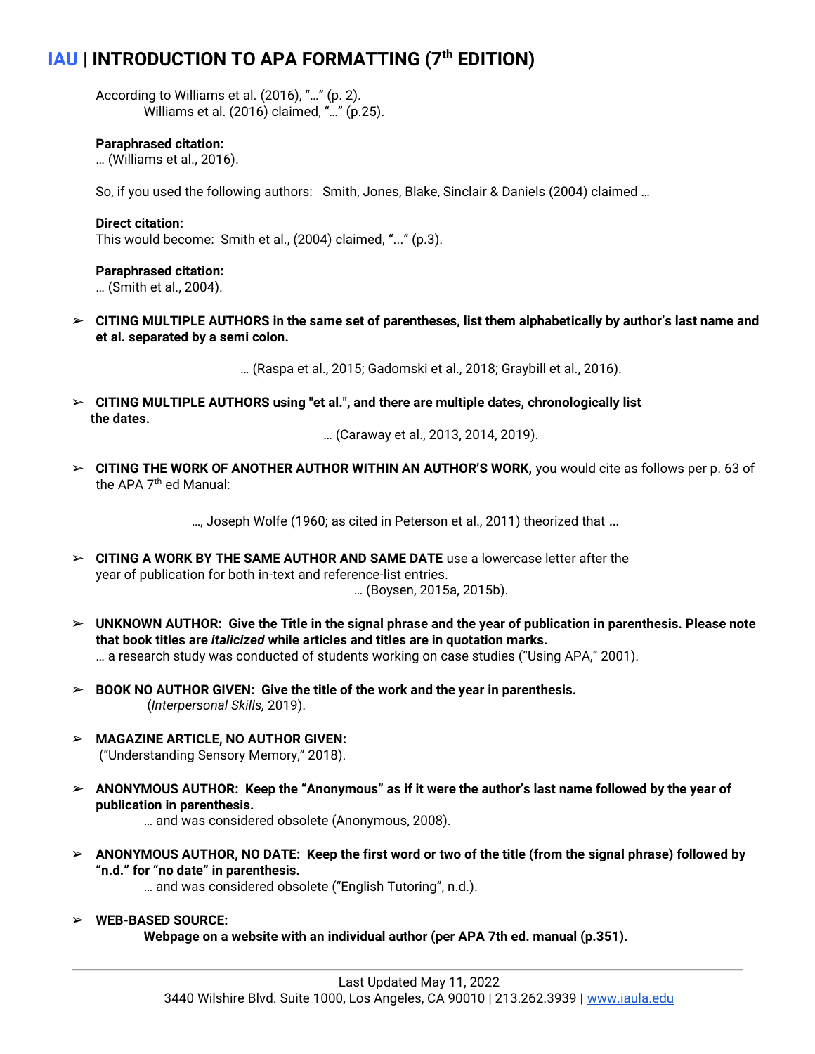According to Williams et al. (2016), "…" (p. 2).
Williams et al. (2016) claimed, "…" (p.25).

**Paraphrased citation:**
… (Williams et al., 2016).

So, if you used the following authors: Smith, Jones, Blake, Sinclair & Daniels (2004) claimed …

**Direct citation:**
This would become: Smith et al., (2004) claimed, "..." (p.3).

**Paraphrased citation:**
… (Smith et al., 2004).

- **CITING MULTIPLE AUTHORS in the same set of parentheses, list them alphabetically by author's last name and et al. separated by a semi colon.**

  … (Raspa et al., 2015; Gadomski et al., 2018; Graybill et al., 2016).

- **CITING MULTIPLE AUTHORS using "et al.", and there are multiple dates, chronologically list the dates.**

  … (Caraway et al., 2013, 2014, 2019).

- **CITING THE WORK OF ANOTHER AUTHOR WITHIN AN AUTHOR'S WORK,** you would cite as follows per p. 63 of the APA 7th ed Manual:

  …, Joseph Wolfe (1960; as cited in Peterson et al., 2011) theorized that …

- **CITING A WORK BY THE SAME AUTHOR AND SAME DATE** use a lowercase letter after the year of publication for both in-text and reference-list entries.

  … (Boysen, 2015a, 2015b).

- **UNKNOWN AUTHOR: Give the Title in the signal phrase and the year of publication in parenthesis. Please note that book titles are *italicized* while articles and titles are in quotation marks.**
  … a research study was conducted of students working on case studies ("Using APA," 2001).

- **BOOK NO AUTHOR GIVEN: Give the title of the work and the year in parenthesis.**
  (*Interpersonal Skills,* 2019).

- **MAGAZINE ARTICLE, NO AUTHOR GIVEN:**
  ("Understanding Sensory Memory," 2018).

- **ANONYMOUS AUTHOR: Keep the "Anonymous" as if it were the author's last name followed by the year of publication in parenthesis.**
  … and was considered obsolete (Anonymous, 2008).

- **ANONYMOUS AUTHOR, NO DATE: Keep the first word or two of the title (from the signal phrase) followed by "n.d." for "no date" in parenthesis.**
  … and was considered obsolete ("English Tutoring", n.d.).

- **WEB-BASED SOURCE:**
  **Webpage on a website with an individual author (per APA 7th ed. manual (p.351).**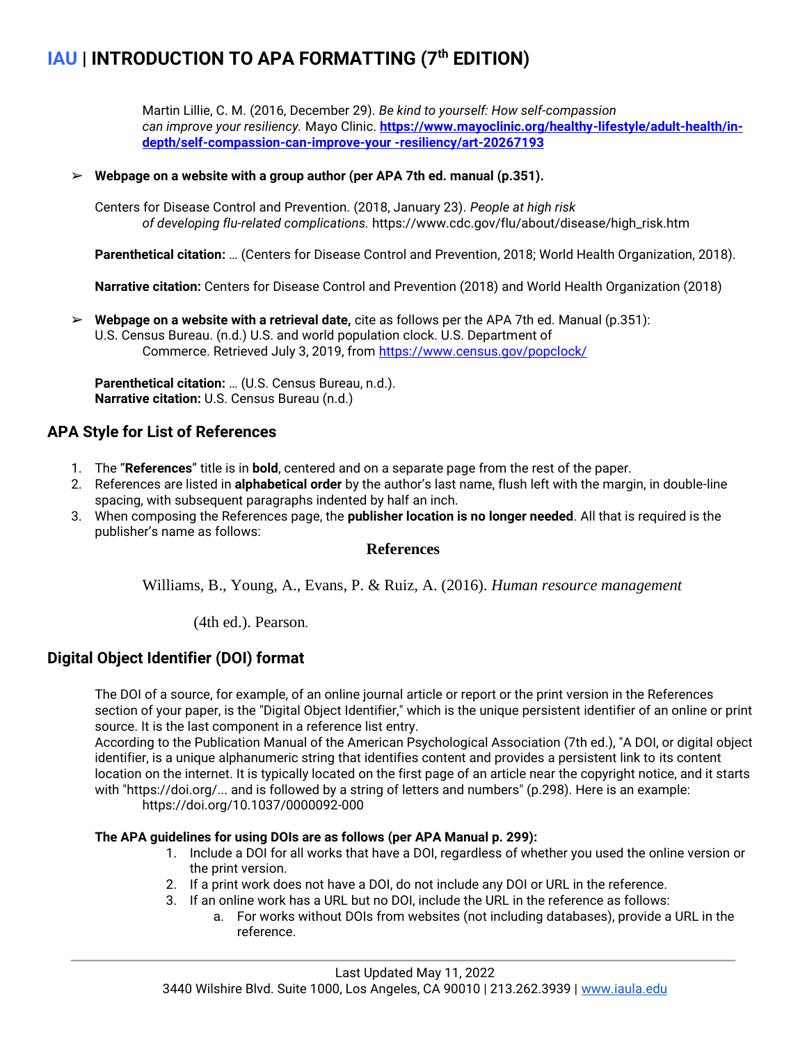Martin Lillie, C. M. (2016, December 29). *Be kind to yourself: How self-compassion can improve your resiliency.* Mayo Clinic. **https://www.mayoclinic.org/healthy-lifestyle/adult-health/in-depth/self-compassion-can-improve-your -resiliency/art-20267193**

- **Webpage on a website with a group author (per APA 7th ed. manual (p.351).**

  Centers for Disease Control and Prevention. (2018, January 23). *People at high risk of developing flu-related complications.* https://www.cdc.gov/flu/about/disease/high_risk.htm

  **Parenthetical citation:** … (Centers for Disease Control and Prevention, 2018; World Health Organization, 2018).

  **Narrative citation:** Centers for Disease Control and Prevention (2018) and World Health Organization (2018)

- **Webpage on a website with a retrieval date,** cite as follows per the APA 7th ed. Manual (p.351):
  U.S. Census Bureau. (n.d.) U.S. and world population clock. U.S. Department of Commerce. Retrieved July 3, 2019, from https://www.census.gov/popclock/

  **Parenthetical citation:** … (U.S. Census Bureau, n.d.).
  **Narrative citation:** U.S. Census Bureau (n.d.)

## APA Style for List of References

1. The "**References**" title is in **bold**, centered and on a separate page from the rest of the paper.
2. References are listed in **alphabetical order** by the author's last name, flush left with the margin, in double-line spacing, with subsequent paragraphs indented by half an inch.
3. When composing the References page, the **publisher location is no longer needed**. All that is required is the publisher's name as follows:

**References**

Williams, B., Young, A., Evans, P. & Ruiz, A. (2016). *Human resource management* (4th ed.). Pearson.

## Digital Object Identifier (DOI) format

The DOI of a source, for example, of an online journal article or report or the print version in the References section of your paper, is the "Digital Object Identifier," which is the unique persistent identifier of an online or print source. It is the last component in a reference list entry.
According to the Publication Manual of the American Psychological Association (7th ed.), "A DOI, or digital object identifier, is a unique alphanumeric string that identifies content and provides a persistent link to its content location on the internet. It is typically located on the first page of an article near the copyright notice, and it starts with "https://doi.org/... and is followed by a string of letters and numbers" (p.298). Here is an example:
https://doi.org/10.1037/0000092-000

**The APA guidelines for using DOIs are as follows (per APA Manual p. 299):**

1. Include a DOI for all works that have a DOI, regardless of whether you used the online version or the print version.
2. If a print work does not have a DOI, do not include any DOI or URL in the reference.
3. If an online work has a URL but no DOI, include the URL in the reference as follows:
   a. For works without DOIs from websites (not including databases), provide a URL in the reference.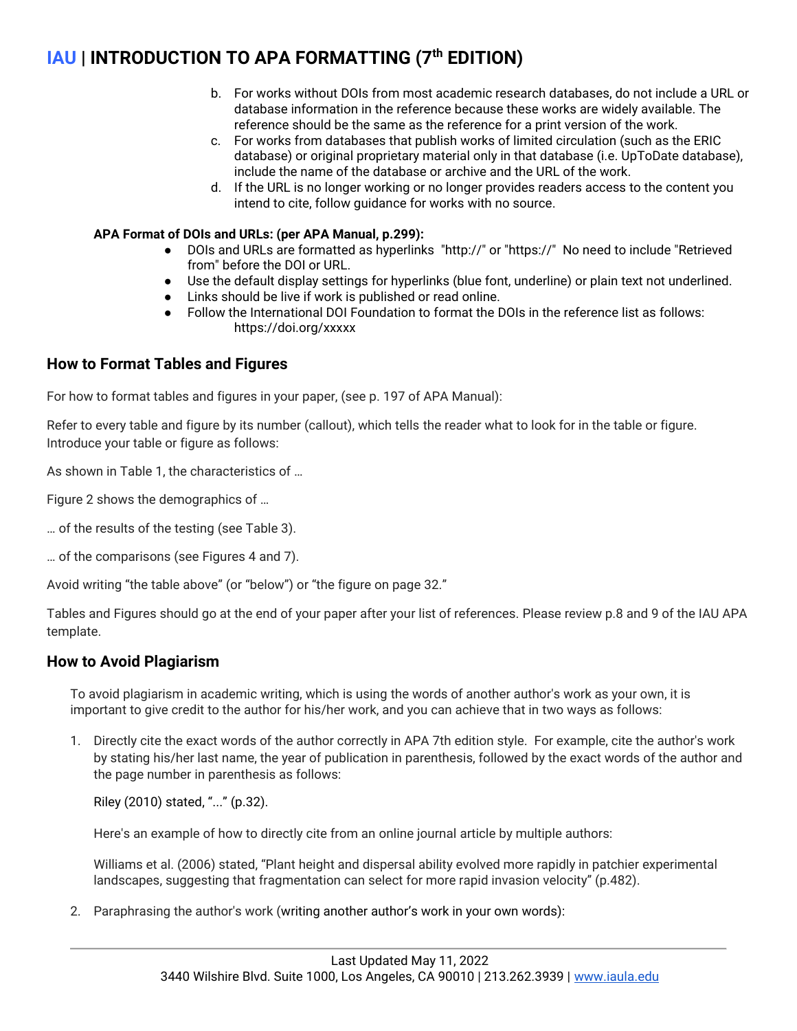b. For works without DOIs from most academic research databases, do not include a URL or database information in the reference because these works are widely available. The reference should be the same as the reference for a print version of the work.

c. For works from databases that publish works of limited circulation (such as the ERIC database) or original proprietary material only in that database (i.e. UpToDate database), include the name of the database or archive and the URL of the work.

d. If the URL is no longer working or no longer provides readers access to the content you intend to cite, follow guidance for works with no source.

**APA Format of DOIs and URLs: (per APA Manual, p.299):**

- DOIs and URLs are formatted as hyperlinks "http://" or "https://" No need to include "Retrieved from" before the DOI or URL.
- Use the default display settings for hyperlinks (blue font, underline) or plain text not underlined.
- Links should be live if work is published or read online.
- Follow the International DOI Foundation to format the DOIs in the reference list as follows: https://doi.org/xxxxx

## How to Format Tables and Figures

For how to format tables and figures in your paper, (see p. 197 of APA Manual):

Refer to every table and figure by its number (callout), which tells the reader what to look for in the table or figure. Introduce your table or figure as follows:

As shown in Table 1, the characteristics of …

Figure 2 shows the demographics of …

… of the results of the testing (see Table 3).

… of the comparisons (see Figures 4 and 7).

Avoid writing "the table above" (or "below") or "the figure on page 32."

Tables and Figures should go at the end of your paper after your list of references. Please review p.8 and 9 of the IAU APA template.

## How to Avoid Plagiarism

To avoid plagiarism in academic writing, which is using the words of another author's work as your own, it is important to give credit to the author for his/her work, and you can achieve that in two ways as follows:

1. Directly cite the exact words of the author correctly in APA 7th edition style. For example, cite the author's work by stating his/her last name, the year of publication in parenthesis, followed by the exact words of the author and the page number in parenthesis as follows:

   Riley (2010) stated, "..." (p.32).

   Here's an example of how to directly cite from an online journal article by multiple authors:

   Williams et al. (2006) stated, "Plant height and dispersal ability evolved more rapidly in patchier experimental landscapes, suggesting that fragmentation can select for more rapid invasion velocity" (p.482).

2. Paraphrasing the author's work (writing another author's work in your own words):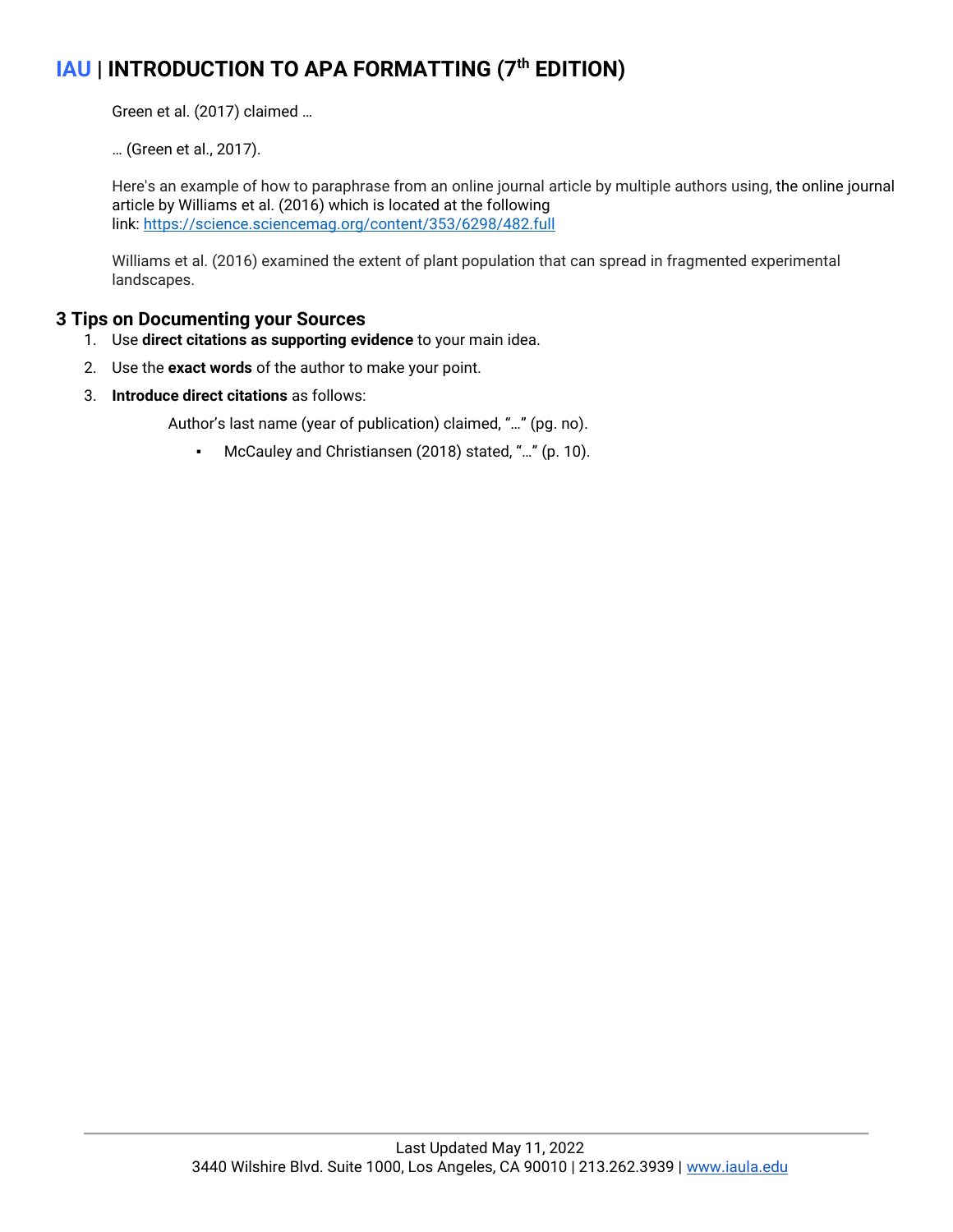Green et al. (2017) claimed …

… (Green et al., 2017).

Here's an example of how to paraphrase from an online journal article by multiple authors using, the online journal article by Williams et al. (2016) which is located at the following link: [https://science.sciencemag.org/content/353/6298/482.full](https://science.sciencemag.org/content/353/6298/482.full)

Williams et al. (2016) examined the extent of plant population that can spread in fragmented experimental landscapes.

## 3 Tips on Documenting your Sources

1. Use **direct citations as supporting evidence** to your main idea.
2. Use the **exact words** of the author to make your point.
3. **Introduce direct citations** as follows:

   Author's last name (year of publication) claimed, "…" (pg. no).

   - McCauley and Christiansen (2018) stated, "…" (p. 10).